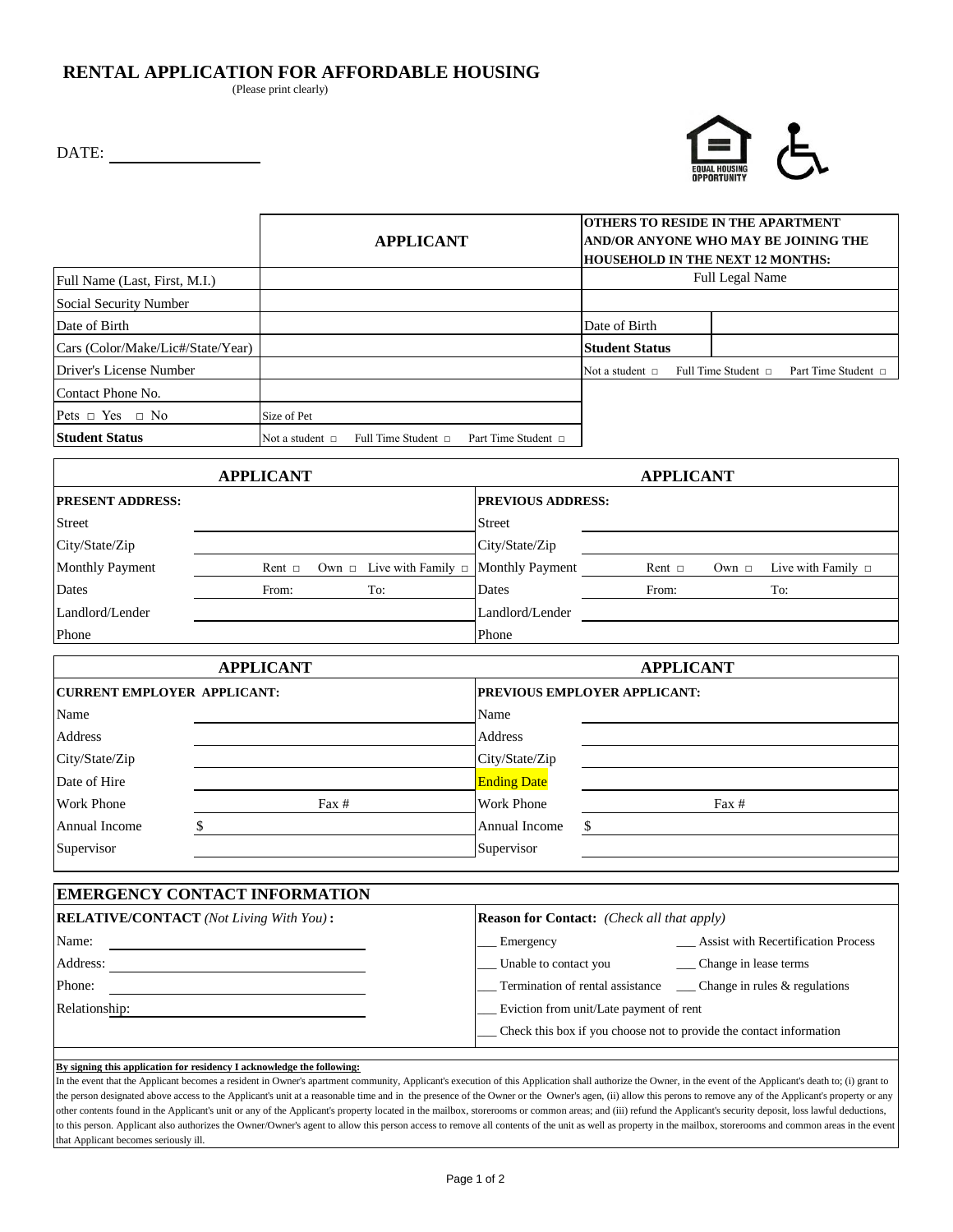# RENTAL APPLICATION FOR AFFORDABLE HOUSING

(Please print clearly)

DATE: ____________________

| | APPLICANT | OTHERS TO RESIDE IN THE APARTMENT AND/OR ANYONE WHO MAY BE JOINING THE HOUSEHOLD IN THE NEXT 12 MONTHS: | |
|---|---|---|---|
| Full Name (Last, First, M.I.) | | Full Legal Name | |
| Social Security Number | | | |
| Date of Birth | | Date of Birth | |
| Cars (Color/Make/Lic#/State/Year) | | **Student Status** | |
| Driver's License Number | | Not a student □ Full Time Student □ Part Time Student □ | |
| Contact Phone No. | | | |
| Pets □ Yes □ No | Size of Pet | | |
| **Student Status** | Not a student □ Full Time Student □ Part Time Student □ | | |

| APPLICANT | | APPLICANT | |
|---|---|---|---|
| **PRESENT ADDRESS:** | | **PREVIOUS ADDRESS:** | |
| Street | | Street | |
| City/State/Zip | | City/State/Zip | |
| Monthly Payment | Rent □ Own □ Live with Family □ | Monthly Payment | Rent □ Own □ Live with Family □ |
| Dates | From: To: | Dates | From: To: |
| Landlord/Lender | | Landlord/Lender | |
| Phone | | Phone | |

| APPLICANT | | APPLICANT | |
|---|---|---|---|
| **CURRENT EMPLOYER APPLICANT:** | | **PREVIOUS EMPLOYER APPLICANT:** | |
| Name | | Name | |
| Address | | Address | |
| City/State/Zip | | City/State/Zip | |
| Date of Hire | | Ending Date | |
| Work Phone | Fax # | Work Phone | Fax # |
| Annual Income | $ | Annual Income | $ |
| Supervisor | | Supervisor | |

## EMERGENCY CONTACT INFORMATION

**RELATIVE/CONTACT** *(Not Living With You)*:

Name: ____________________

Address: ____________________

Phone: ____________________

Relationship: ____________________

**Reason for Contact:** *(Check all that apply)*

- ___ Emergency
- ___ Assist with Recertification Process
- ___ Unable to contact you
- ___ Change in lease terms
- ___ Termination of rental assistance
- ___ Change in rules & regulations
- ___ Eviction from unit/Late payment of rent
- ___ Check this box if you choose not to provide the contact information

**By signing this application for residency I acknowledge the following:**

In the event that the Applicant becomes a resident in Owner's apartment community, Applicant's execution of this Application shall authorize the Owner, in the event of the Applicant's death to; (i) grant to the person designated above access to the Applicant's unit at a reasonable time and in the presence of the Owner or the Owner's agen, (ii) allow this perons to remove any of the Applicant's property or any other contents found in the Applicant's unit or any of the Applicant's property located in the mailbox, storerooms or common areas; and (iii) refund the Applicant's security deposit, loss lawful deductions, to this person. Applicant also authorizes the Owner/Owner's agent to allow this person access to remove all contents of the unit as well as property in the mailbox, storerooms and common areas in the event that Applicant becomes seriously ill.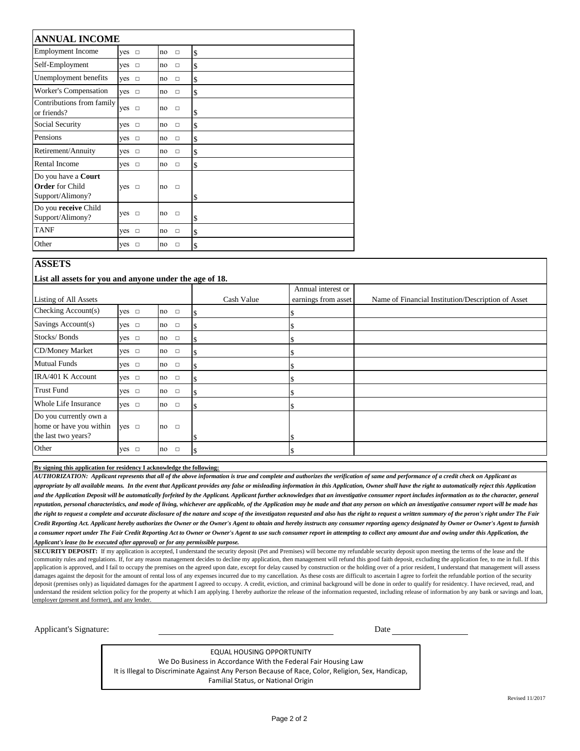| ANNUAL INCOME | | | |
| --- | --- | --- | --- |
| Employment Income | yes □ | no □ | $ |
| Self-Employment | yes □ | no □ | $ |
| Unemployment benefits | yes □ | no □ | $ |
| Worker's Compensation | yes □ | no □ | $ |
| Contributions from family or friends? | yes □ | no □ | $ |
| Social Security | yes □ | no □ | $ |
| Pensions | yes □ | no □ | $ |
| Retirement/Annuity | yes □ | no □ | $ |
| Rental Income | yes □ | no □ | $ |
| Do you have a **Court Order** for Child Support/Alimony? | yes □ | no □ | $ |
| Do you **receive** Child Support/Alimony? | yes □ | no □ | $ |
| TANF | yes □ | no □ | $ |
| Other | yes □ | no □ | $ |

## ASSETS

**List all assets for you and anyone under the age of 18.**

| Listing of All Assets | | | Cash Value | Annual interest or earnings from asset | Name of Financial Institution/Description of Asset |
| --- | --- | --- | --- | --- | --- |
| Checking Account(s) | yes □ | no □ | $ | $ | |
| Savings Account(s) | yes □ | no □ | $ | $ | |
| Stocks/ Bonds | yes □ | no □ | $ | $ | |
| CD/Money Market | yes □ | no □ | $ | $ | |
| Mutual Funds | yes □ | no □ | $ | $ | |
| IRA/401 K Account | yes □ | no □ | $ | $ | |
| Trust Fund | yes □ | no □ | $ | $ | |
| Whole Life Insurance | yes □ | no □ | $ | $ | |
| Do you currently own a home or have you within the last two years? | yes □ | no □ | $ | $ | |
| Other | yes □ | no □ | $ | $ | |

**By signing this application for residency I acknowledge the following:**

***AUTHORIZATION: Applicant represents that all of the above information is true and complete and authorizes the verification of same and performance of a credit check on Applicant as appropriate by all available means. In the event that Applicant provides any false or misleading information in this Application, Owner shall have the right to automatically reject this Application and the Application Deposit will be automatically forfeited by the Applicant. Applicant further acknowledges that an investigative consumer report includes information as to the character, general reputation, personal characteristics, and mode of living, whichever are applicable, of the Application may be made and that any person on which an investigative consumer report will be made has the right to request a complete and accurate disclosure of the nature and scope of the investigaton requested and also has the right to request a written summary of the peron's right under The Fair Credit Reporting Act. Applicant hereby authorizes the Owner or the Owner's Agent to obtain and hereby instructs any consumer reporting agency designated by Owner or Owner's Agent to furnish a consumer report under The Fair Credit Reporting Act to Owner or Owner's Agent to use such consumer report in attempting to collect any amount due and owing under this Application, the Applicant's lease (to be executed after approval) or for any permissible purpose.***

**SECURITY DEPOSIT:** If my application is accepted, I understand the security deposit (Pet and Premises) will become my refundable security deposit upon meeting the terms of the lease and the community rules and regulations. If, for any reason management decides to decline my application, then management will refund this good faith deposit, excluding the application fee, to me in full. If this application is approved, and I fail to occupy the premises on the agreed upon date, except for delay caused by construction or the holding over of a prior resident, I understand that management will assess damages against the deposit for the amount of rental loss of any expenses incurred due to my cancellation. As these costs are difficult to ascertain I agree to forfeit the refundable portion of the security deposit (premises only) as liquidated damages for the apartment I agreed to occupy. A credit, eviction, and criminal background will be done in order to qualify for residentcy. I have recieved, read, and understand the resident selction policy for the property at which I am applying. I hereby authorize the release of the information requested, including release of information by any bank or savings and loan, employer (present and former), and any lender.

Applicant's Signature: ______________________________ Date ______________

EQUAL HOUSING OPPORTUNITY
We Do Business in Accordance With the Federal Fair Housing Law
It is Illegal to Discriminate Against Any Person Because of Race, Color, Religion, Sex, Handicap, Familial Status, or National Origin

Revised 11/2017